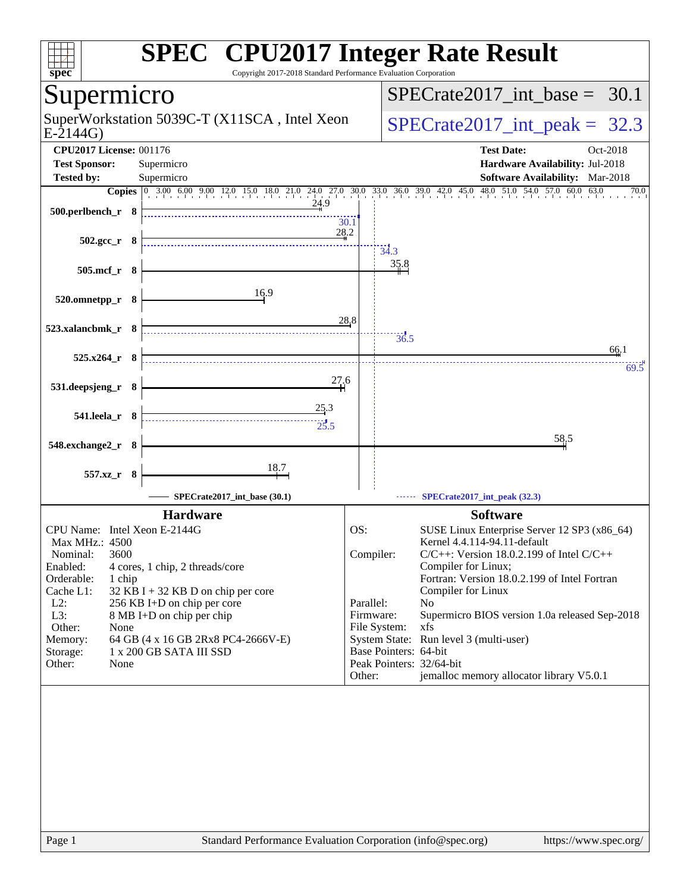# SPEC CPU2017 Integer Rate Result

Copyright 2017-2018 Standard Performance Evaluation Corporation

## Supermicro

SuperWorkstation 5039C-T (X11SCA , Intel Xeon E-2144G)

SPECrate2017_int_base = 30.1

SPECrate2017_int_peak = 32.3

| | | | |
|---|---|---|---|
| **CPU2017 License:** | 001176 | **Test Date:** | Oct-2018 |
| **Test Sponsor:** | Supermicro | **Hardware Availability:** | Jul-2018 |
| **Tested by:** | Supermicro | **Software Availability:** | Mar-2018 |

| Benchmark | Copies | Base | Peak |
|---|---|---|---|
| 500.perlbench_r | 8 | 24.9 | 30.1 |
| 502.gcc_r | 8 | 28.2 | 34.3 |
| 505.mcf_r | 8 | 35.8 | |
| 520.omnetpp_r | 8 | 16.9 | |
| 523.xalancbmk_r | 8 | 28.8 | 36.5 |
| 525.x264_r | 8 | 66.1 | 69.5 |
| 531.deepsjeng_r | 8 | 27.6 | |
| 541.leela_r | 8 | 25.3 | 25.5 |
| 548.exchange2_r | 8 | 58.5 | |
| 557.xz_r | 8 | 18.7 | |

SPECrate2017_int_base (30.1) ------ SPECrate2017_int_peak (32.3)

### Hardware

| | |
|---|---|
| CPU Name: | Intel Xeon E-2144G |
| Max MHz.: | 4500 |
| Nominal: | 3600 |
| Enabled: | 4 cores, 1 chip, 2 threads/core |
| Orderable: | 1 chip |
| Cache L1: | 32 KB I + 32 KB D on chip per core |
| L2: | 256 KB I+D on chip per core |
| L3: | 8 MB I+D on chip per chip |
| Other: | None |
| Memory: | 64 GB (4 x 16 GB 2Rx8 PC4-2666V-E) |
| Storage: | 1 x 200 GB SATA III SSD |
| Other: | None |

### Software

| | |
|---|---|
| OS: | SUSE Linux Enterprise Server 12 SP3 (x86_64) Kernel 4.4.114-94.11-default |
| Compiler: | C/C++: Version 18.0.2.199 of Intel C/C++ Compiler for Linux; Fortran: Version 18.0.2.199 of Intel Fortran Compiler for Linux |
| Parallel: | No |
| Firmware: | Supermicro BIOS version 1.0a released Sep-2018 |
| File System: | xfs |
| System State: | Run level 3 (multi-user) |
| Base Pointers: | 64-bit |
| Peak Pointers: | 32/64-bit |
| Other: | jemalloc memory allocator library V5.0.1 |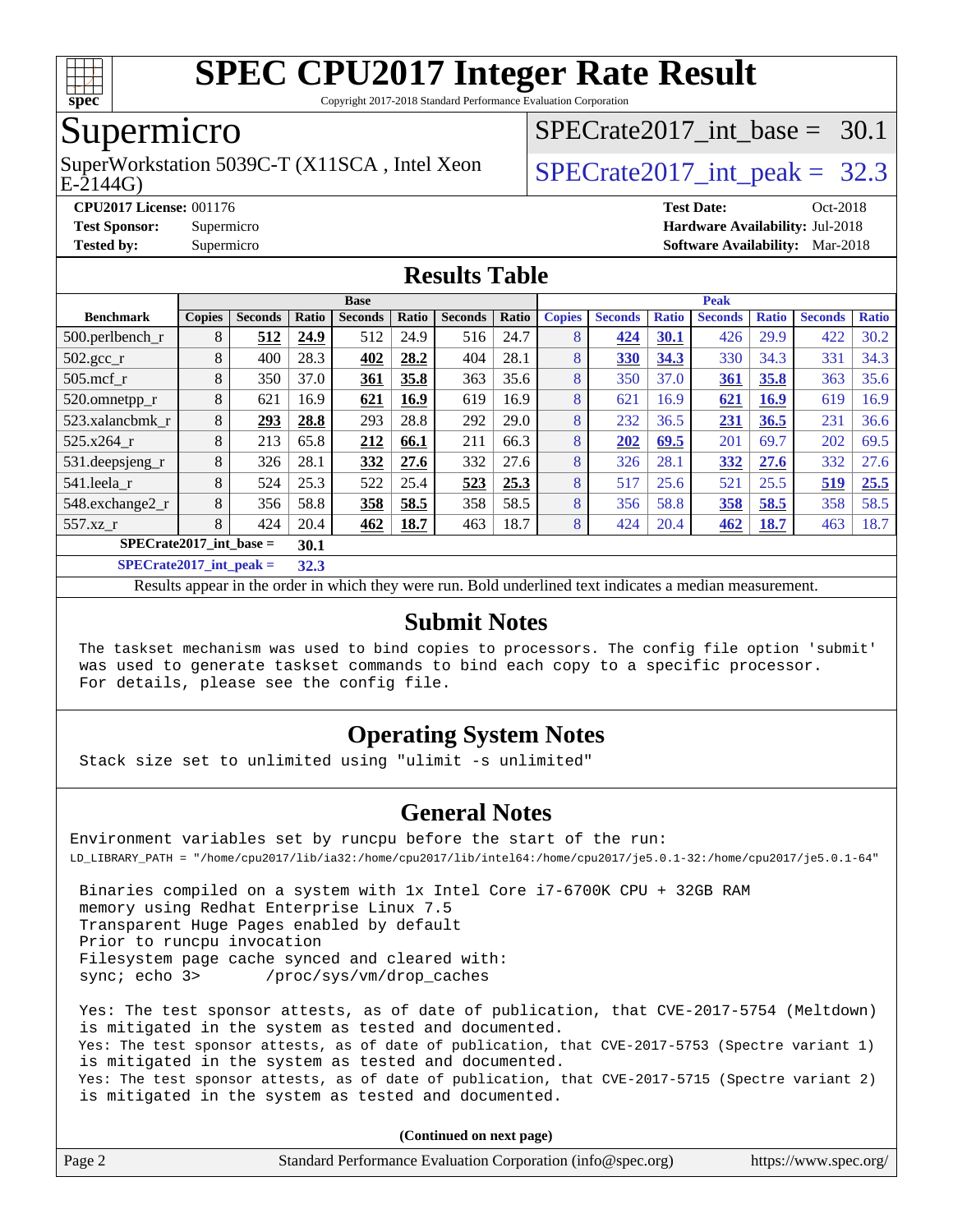# SPEC CPU2017 Integer Rate Result

Copyright 2017-2018 Standard Performance Evaluation Corporation

## Supermicro

SuperWorkstation 5039C-T (X11SCA , Intel Xeon E-2144G)

SPECrate2017_int_base = 30.1

SPECrate2017_int_peak = 32.3

**CPU2017 License:** 001176
**Test Sponsor:** Supermicro
**Tested by:** Supermicro

**Test Date:** Oct-2018
**Hardware Availability:** Jul-2018
**Software Availability:** Mar-2018

## Results Table

| | Base | | | | | | | Peak | | | | | | |
|---|---|---|---|---|---|---|---|---|---|---|---|---|---|---|
| **Benchmark** | **Copies** | **Seconds** | **Ratio** | **Seconds** | **Ratio** | **Seconds** | **Ratio** | **Copies** | **Seconds** | **Ratio** | **Seconds** | **Ratio** | **Seconds** | **Ratio** |
| 500.perlbench_r | 8 | **512** | **24.9** | 512 | 24.9 | 516 | 24.7 | 8 | **424** | **30.1** | 426 | 29.9 | 422 | 30.2 |
| 502.gcc_r | 8 | 400 | 28.3 | **402** | **28.2** | 404 | 28.1 | 8 | **330** | **34.3** | 330 | 34.3 | 331 | 34.3 |
| 505.mcf_r | 8 | 350 | 37.0 | **361** | **35.8** | 363 | 35.6 | 8 | 350 | 37.0 | **361** | **35.8** | 363 | 35.6 |
| 520.omnetpp_r | 8 | 621 | 16.9 | **621** | **16.9** | 619 | 16.9 | 8 | 621 | 16.9 | **621** | **16.9** | 619 | 16.9 |
| 523.xalancbmk_r | 8 | **293** | **28.8** | 293 | 28.8 | 292 | 29.0 | 8 | 232 | 36.5 | **231** | **36.5** | 231 | 36.6 |
| 525.x264_r | 8 | 213 | 65.8 | **212** | **66.1** | 211 | 66.3 | 8 | **202** | **69.5** | 201 | 69.7 | 202 | 69.5 |
| 531.deepsjeng_r | 8 | 326 | 28.1 | **332** | **27.6** | 332 | 27.6 | 8 | 326 | 28.1 | **332** | **27.6** | 332 | 27.6 |
| 541.leela_r | 8 | 524 | 25.3 | 522 | 25.4 | **523** | **25.3** | 8 | 517 | 25.6 | 521 | 25.5 | **519** | **25.5** |
| 548.exchange2_r | 8 | 356 | 58.8 | **358** | **58.5** | 358 | 58.5 | 8 | 356 | 58.8 | **358** | **58.5** | 358 | 58.5 |
| 557.xz_r | 8 | 424 | 20.4 | **462** | **18.7** | 463 | 18.7 | 8 | 424 | 20.4 | **462** | **18.7** | 463 | 18.7 |

**SPECrate2017_int_base = 30.1**

**SPECrate2017_int_peak = 32.3**

Results appear in the order in which they were run. Bold underlined text indicates a median measurement.

## Submit Notes

```
The taskset mechanism was used to bind copies to processors. The config file option 'submit'
was used to generate taskset commands to bind each copy to a specific processor.
For details, please see the config file.
```

## Operating System Notes

```
Stack size set to unlimited using "ulimit -s unlimited"
```

## General Notes

```
Environment variables set by runcpu before the start of the run:
LD_LIBRARY_PATH = "/home/cpu2017/lib/ia32:/home/cpu2017/lib/intel64:/home/cpu2017/je5.0.1-32:/home/cpu2017/je5.0.1-64"

Binaries compiled on a system with 1x Intel Core i7-6700K CPU + 32GB RAM
memory using Redhat Enterprise Linux 7.5
Transparent Huge Pages enabled by default
Prior to runcpu invocation
Filesystem page cache synced and cleared with:
sync; echo 3>       /proc/sys/vm/drop_caches

Yes: The test sponsor attests, as of date of publication, that CVE-2017-5754 (Meltdown)
is mitigated in the system as tested and documented.
Yes: The test sponsor attests, as of date of publication, that CVE-2017-5753 (Spectre variant 1)
is mitigated in the system as tested and documented.
Yes: The test sponsor attests, as of date of publication, that CVE-2017-5715 (Spectre variant 2)
is mitigated in the system as tested and documented.
```

**(Continued on next page)**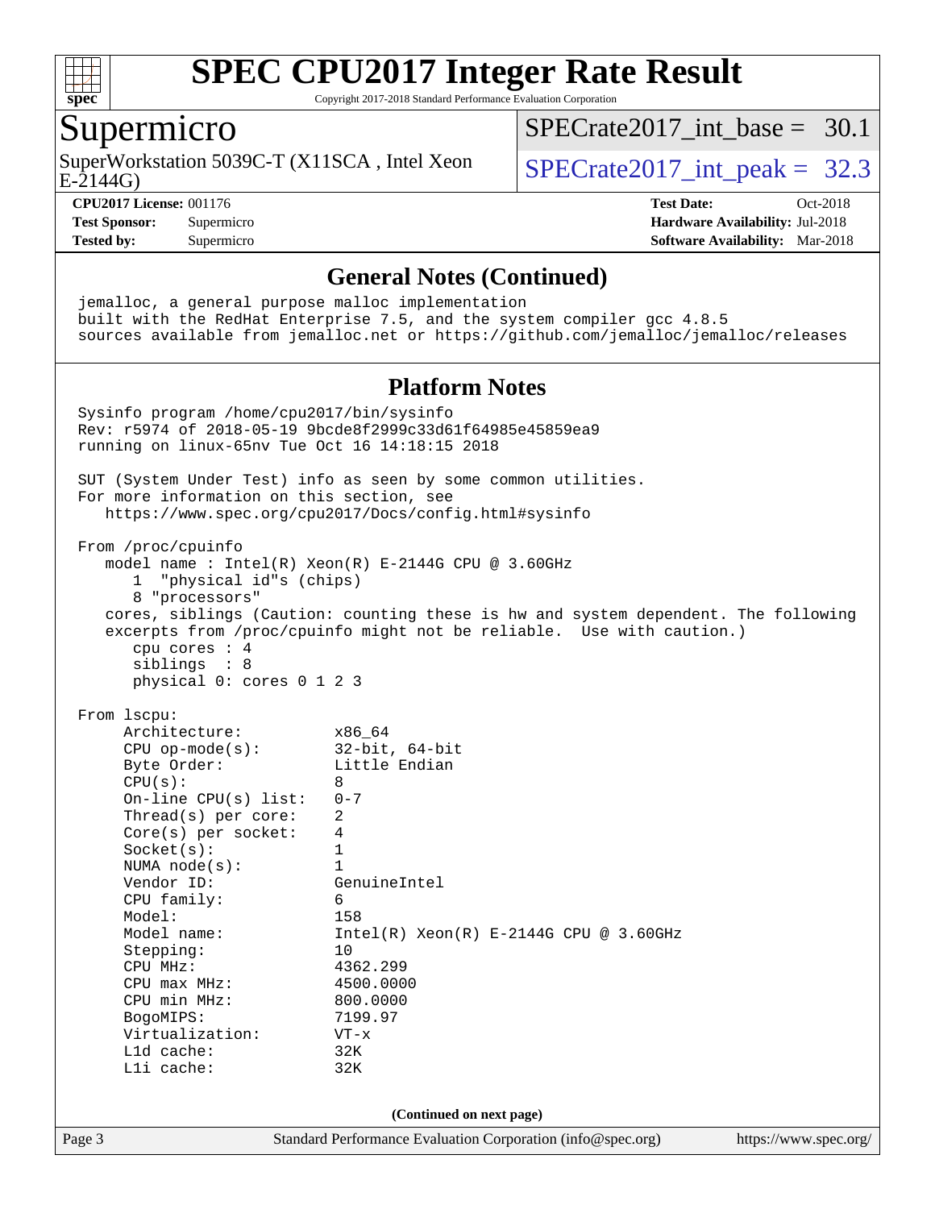# SPEC CPU2017 Integer Rate Result

Copyright 2017-2018 Standard Performance Evaluation Corporation

## Supermicro

SuperWorkstation 5039C-T (X11SCA , Intel Xeon E-2144G)

SPECrate2017_int_base = 30.1

SPECrate2017_int_peak = 32.3

**CPU2017 License:** 001176
**Test Sponsor:** Supermicro
**Tested by:** Supermicro

**Test Date:** Oct-2018
**Hardware Availability:** Jul-2018
**Software Availability:** Mar-2018

## General Notes (Continued)

```
jemalloc, a general purpose malloc implementation
built with the RedHat Enterprise 7.5, and the system compiler gcc 4.8.5
sources available from jemalloc.net or https://github.com/jemalloc/jemalloc/releases
```

## Platform Notes

```
Sysinfo program /home/cpu2017/bin/sysinfo
Rev: r5974 of 2018-05-19 9bcde8f2999c33d61f64985e45859ea9
running on linux-65nv Tue Oct 16 14:18:15 2018

SUT (System Under Test) info as seen by some common utilities.
For more information on this section, see
   https://www.spec.org/cpu2017/Docs/config.html#sysinfo

From /proc/cpuinfo
   model name : Intel(R) Xeon(R) E-2144G CPU @ 3.60GHz
      1  "physical id"s (chips)
      8 "processors"
   cores, siblings (Caution: counting these is hw and system dependent. The following
   excerpts from /proc/cpuinfo might not be reliable.  Use with caution.)
      cpu cores : 4
      siblings  : 8
      physical 0: cores 0 1 2 3

From lscpu:
     Architecture:          x86_64
     CPU op-mode(s):        32-bit, 64-bit
     Byte Order:            Little Endian
     CPU(s):                8
     On-line CPU(s) list:   0-7
     Thread(s) per core:    2
     Core(s) per socket:    4
     Socket(s):             1
     NUMA node(s):          1
     Vendor ID:             GenuineIntel
     CPU family:            6
     Model:                 158
     Model name:            Intel(R) Xeon(R) E-2144G CPU @ 3.60GHz
     Stepping:              10
     CPU MHz:               4362.299
     CPU max MHz:           4500.0000
     CPU min MHz:           800.0000
     BogoMIPS:              7199.97
     Virtualization:        VT-x
     L1d cache:             32K
     L1i cache:             32K
```

(Continued on next page)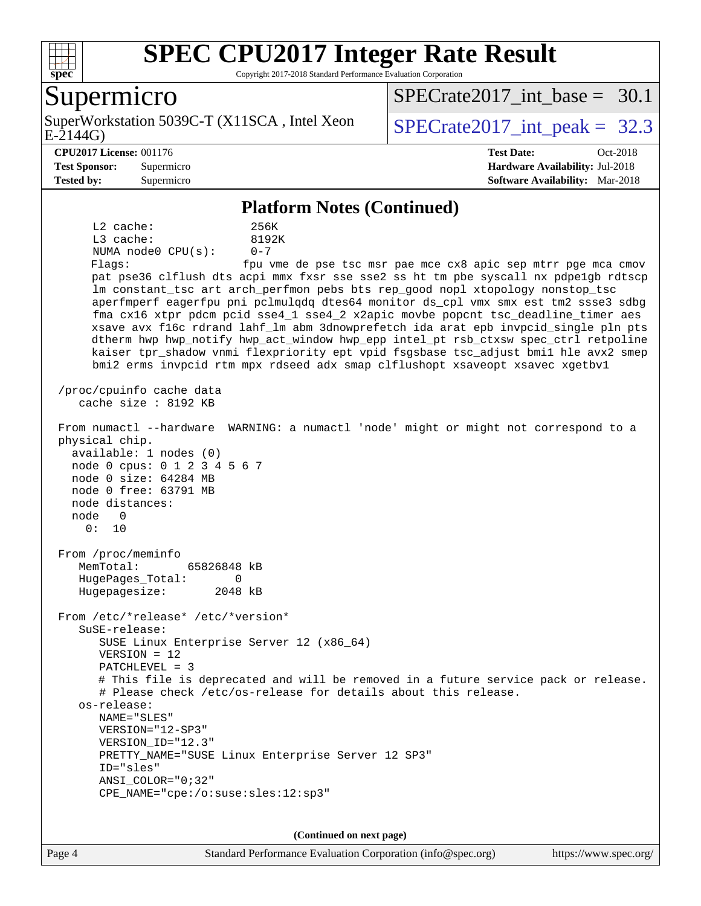## Platform Notes (Continued)

```
     L2 cache:              256K
     L3 cache:              8192K
     NUMA node0 CPU(s):     0-7
     Flags:                 fpu vme de pse tsc msr pae mce cx8 apic sep mtrr pge mca cmov
     pat pse36 clflush dts acpi mmx fxsr sse sse2 ss ht tm pbe syscall nx pdpe1gb rdtscp
     lm constant_tsc art arch_perfmon pebs bts rep_good nopl xtopology nonstop_tsc
     aperfmperf eagerfpu pni pclmulqdq dtes64 monitor ds_cpl vmx smx est tm2 ssse3 sdbg
     fma cx16 xtpr pdcm pcid sse4_1 sse4_2 x2apic movbe popcnt tsc_deadline_timer aes
     xsave avx f16c rdrand lahf_lm abm 3dnowprefetch ida arat epb invpcid_single pln pts
     dtherm hwp hwp_notify hwp_act_window hwp_epp intel_pt rsb_ctxsw spec_ctrl retpoline
     kaiser tpr_shadow vnmi flexpriority ept vpid fsgsbase tsc_adjust bmi1 hle avx2 smep
     bmi2 erms invpcid rtm mpx rdseed adx smap clflushopt xsaveopt xsavec xgetbv1

 /proc/cpuinfo cache data
    cache size : 8192 KB

 From numactl --hardware  WARNING: a numactl 'node' might or might not correspond to a
 physical chip.
   available: 1 nodes (0)
   node 0 cpus: 0 1 2 3 4 5 6 7
   node 0 size: 64284 MB
   node 0 free: 63791 MB
   node distances:
   node   0
     0:  10

 From /proc/meminfo
    MemTotal:       65826848 kB
    HugePages_Total:       0
    Hugepagesize:       2048 kB

 From /etc/*release* /etc/*version*
    SuSE-release:
       SUSE Linux Enterprise Server 12 (x86_64)
       VERSION = 12
       PATCHLEVEL = 3
       # This file is deprecated and will be removed in a future service pack or release.
       # Please check /etc/os-release for details about this release.
    os-release:
       NAME="SLES"
       VERSION="12-SP3"
       VERSION_ID="12.3"
       PRETTY_NAME="SUSE Linux Enterprise Server 12 SP3"
       ID="sles"
       ANSI_COLOR="0;32"
       CPE_NAME="cpe:/o:suse:sles:12:sp3"
```

(Continued on next page)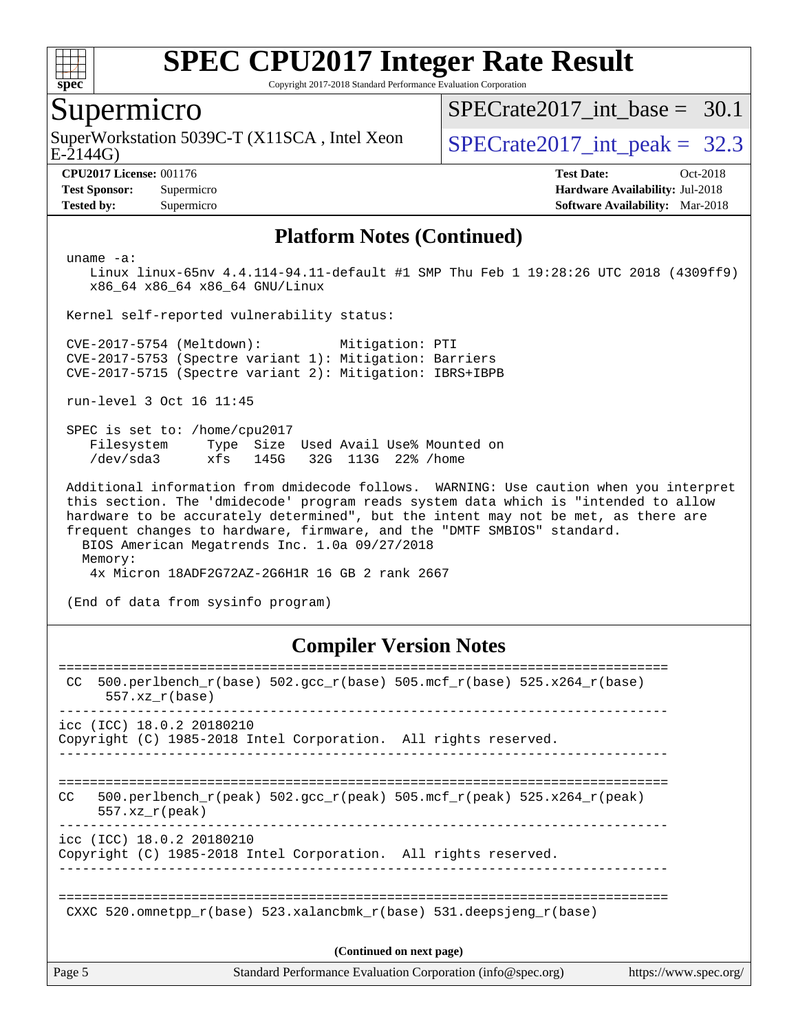# SPEC CPU2017 Integer Rate Result

Copyright 2017-2018 Standard Performance Evaluation Corporation

## Supermicro

SuperWorkstation 5039C-T (X11SCA , Intel Xeon E-2144G)

SPECrate2017_int_base = 30.1

SPECrate2017_int_peak = 32.3

**CPU2017 License:** 001176
**Test Sponsor:** Supermicro
**Tested by:** Supermicro

**Test Date:** Oct-2018
**Hardware Availability:** Jul-2018
**Software Availability:** Mar-2018

## Platform Notes (Continued)

```
uname -a:
   Linux linux-65nv 4.4.114-94.11-default #1 SMP Thu Feb 1 19:28:26 UTC 2018 (4309ff9)
   x86_64 x86_64 x86_64 GNU/Linux

Kernel self-reported vulnerability status:

CVE-2017-5754 (Meltdown):          Mitigation: PTI
CVE-2017-5753 (Spectre variant 1): Mitigation: Barriers
CVE-2017-5715 (Spectre variant 2): Mitigation: IBRS+IBPB

run-level 3 Oct 16 11:45

SPEC is set to: /home/cpu2017
   Filesystem     Type  Size  Used Avail Use% Mounted on
   /dev/sda3      xfs   145G   32G  113G  22% /home

Additional information from dmidecode follows.  WARNING: Use caution when you interpret
this section. The 'dmidecode' program reads system data which is "intended to allow
hardware to be accurately determined", but the intent may not be met, as there are
frequent changes to hardware, firmware, and the "DMTF SMBIOS" standard.
  BIOS American Megatrends Inc. 1.0a 09/27/2018
  Memory:
   4x Micron 18ADF2G72AZ-2G6H1R 16 GB 2 rank 2667

(End of data from sysinfo program)
```

## Compiler Version Notes

```
==============================================================================
 CC  500.perlbench_r(base) 502.gcc_r(base) 505.mcf_r(base) 525.x264_r(base)
      557.xz_r(base)
------------------------------------------------------------------------------
icc (ICC) 18.0.2 20180210
Copyright (C) 1985-2018 Intel Corporation.  All rights reserved.
------------------------------------------------------------------------------

==============================================================================
CC   500.perlbench_r(peak) 502.gcc_r(peak) 505.mcf_r(peak) 525.x264_r(peak)
     557.xz_r(peak)
------------------------------------------------------------------------------
icc (ICC) 18.0.2 20180210
Copyright (C) 1985-2018 Intel Corporation.  All rights reserved.
------------------------------------------------------------------------------

==============================================================================
 CXXC 520.omnetpp_r(base) 523.xalancbmk_r(base) 531.deepsjeng_r(base)
```

(Continued on next page)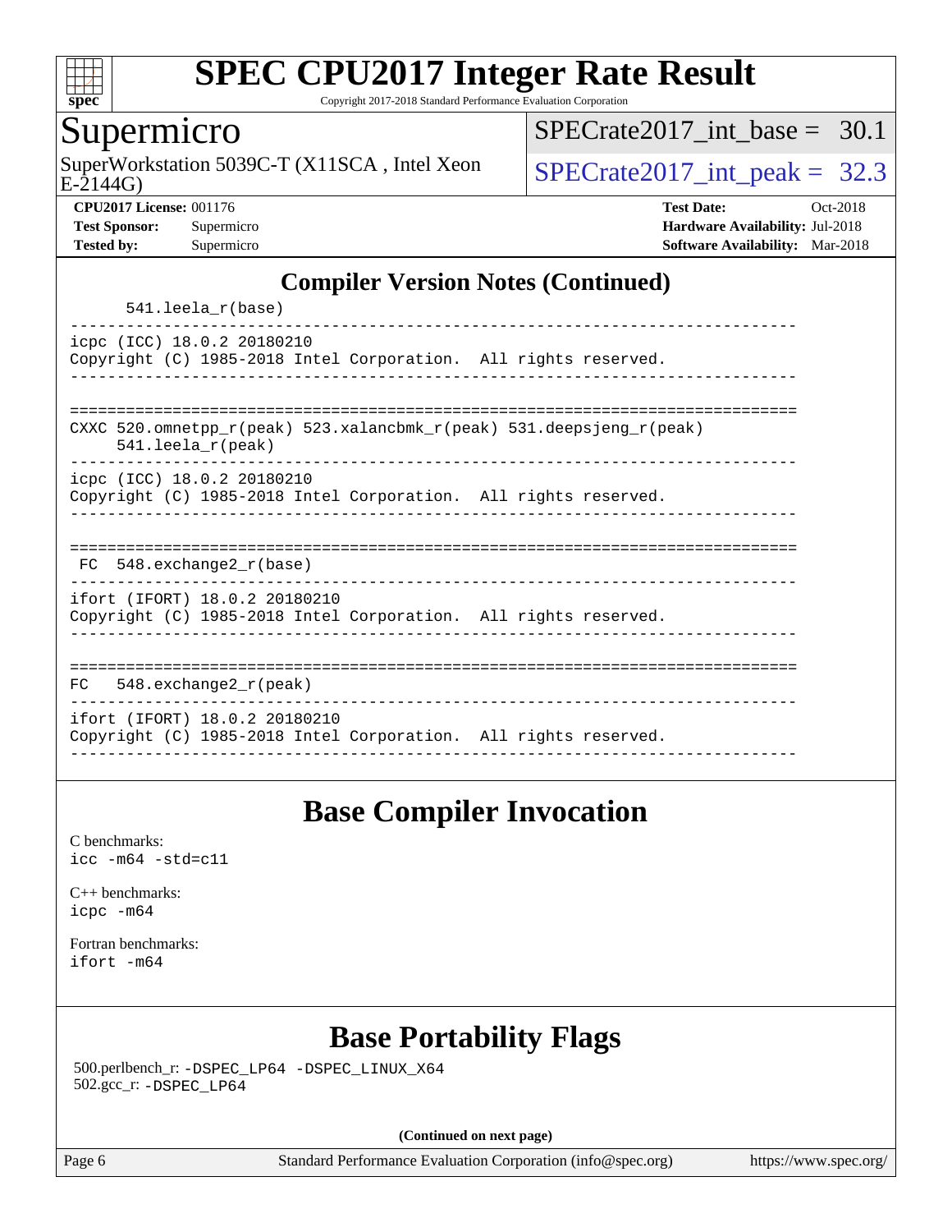## Compiler Version Notes (Continued)

```
      541.leela_r(base)
------------------------------------------------------------------------------
icpc (ICC) 18.0.2 20180210
Copyright (C) 1985-2018 Intel Corporation.  All rights reserved.
------------------------------------------------------------------------------

==============================================================================
CXXC 520.omnetpp_r(peak) 523.xalancbmk_r(peak) 531.deepsjeng_r(peak)
     541.leela_r(peak)
------------------------------------------------------------------------------
icpc (ICC) 18.0.2 20180210
Copyright (C) 1985-2018 Intel Corporation.  All rights reserved.
------------------------------------------------------------------------------

==============================================================================
 FC  548.exchange2_r(base)
------------------------------------------------------------------------------
ifort (IFORT) 18.0.2 20180210
Copyright (C) 1985-2018 Intel Corporation.  All rights reserved.
------------------------------------------------------------------------------

==============================================================================
FC   548.exchange2_r(peak)
------------------------------------------------------------------------------
ifort (IFORT) 18.0.2 20180210
Copyright (C) 1985-2018 Intel Corporation.  All rights reserved.
------------------------------------------------------------------------------
```

## Base Compiler Invocation

C benchmarks:
icc -m64 -std=c11

C++ benchmarks:
icpc -m64

Fortran benchmarks:
ifort -m64

## Base Portability Flags

500.perlbench_r: -DSPEC_LP64 -DSPEC_LINUX_X64
502.gcc_r: -DSPEC_LP64

**(Continued on next page)**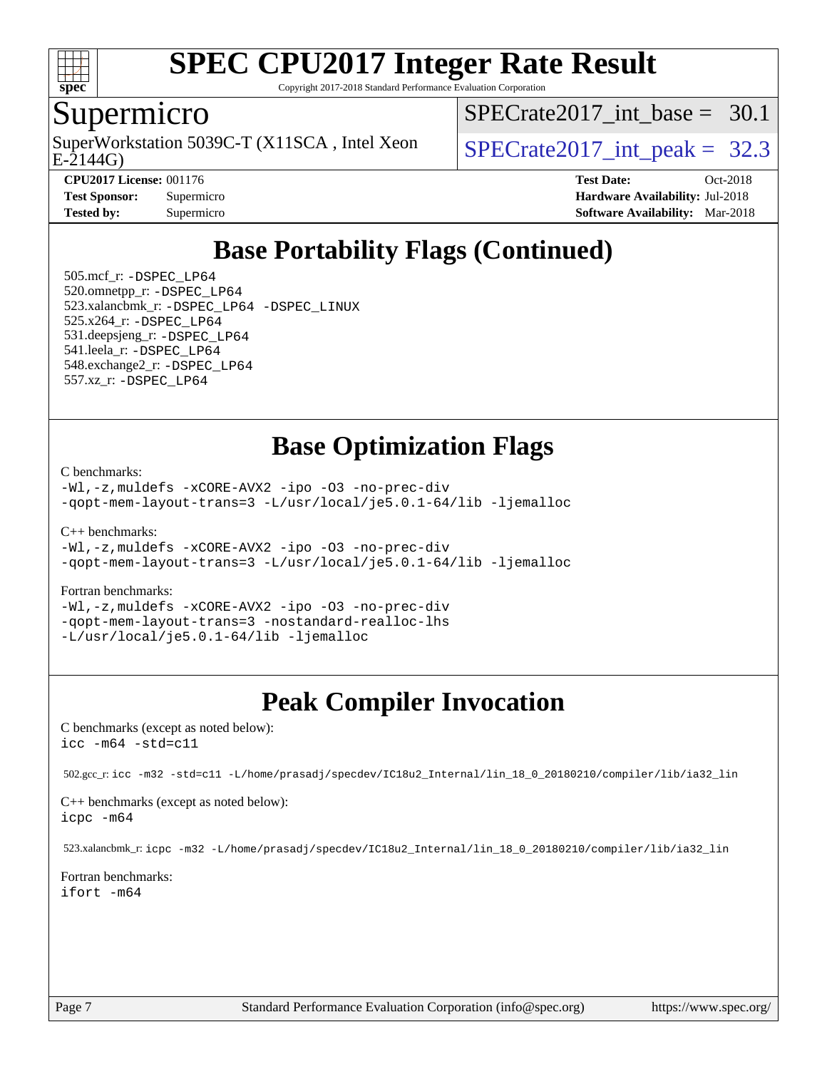# SPEC CPU2017 Integer Rate Result

Copyright 2017-2018 Standard Performance Evaluation Corporation

## Supermicro

SuperWorkstation 5039C-T (X11SCA , Intel Xeon E-2144G)

SPECrate2017_int_base = 30.1

SPECrate2017_int_peak = 32.3

**CPU2017 License:** 001176
**Test Sponsor:** Supermicro
**Tested by:** Supermicro

**Test Date:** Oct-2018
**Hardware Availability:** Jul-2018
**Software Availability:** Mar-2018

## Base Portability Flags (Continued)

505.mcf_r: `-DSPEC_LP64`
520.omnetpp_r: `-DSPEC_LP64`
523.xalancbmk_r: `-DSPEC_LP64 -DSPEC_LINUX`
525.x264_r: `-DSPEC_LP64`
531.deepsjeng_r: `-DSPEC_LP64`
541.leela_r: `-DSPEC_LP64`
548.exchange2_r: `-DSPEC_LP64`
557.xz_r: `-DSPEC_LP64`

## Base Optimization Flags

C benchmarks:

```
-Wl,-z,muldefs -xCORE-AVX2 -ipo -O3 -no-prec-div
-qopt-mem-layout-trans=3 -L/usr/local/je5.0.1-64/lib -ljemalloc
```

C++ benchmarks:

```
-Wl,-z,muldefs -xCORE-AVX2 -ipo -O3 -no-prec-div
-qopt-mem-layout-trans=3 -L/usr/local/je5.0.1-64/lib -ljemalloc
```

Fortran benchmarks:

```
-Wl,-z,muldefs -xCORE-AVX2 -ipo -O3 -no-prec-div
-qopt-mem-layout-trans=3 -nostandard-realloc-lhs
-L/usr/local/je5.0.1-64/lib -ljemalloc
```

## Peak Compiler Invocation

C benchmarks (except as noted below):

```
icc -m64 -std=c11
```

502.gcc_r: `icc -m32 -std=c11 -L/home/prasadj/specdev/IC18u2_Internal/lin_18_0_20180210/compiler/lib/ia32_lin`

C++ benchmarks (except as noted below):

```
icpc -m64
```

523.xalancbmk_r: `icpc -m32 -L/home/prasadj/specdev/IC18u2_Internal/lin_18_0_20180210/compiler/lib/ia32_lin`

Fortran benchmarks:

```
ifort -m64
```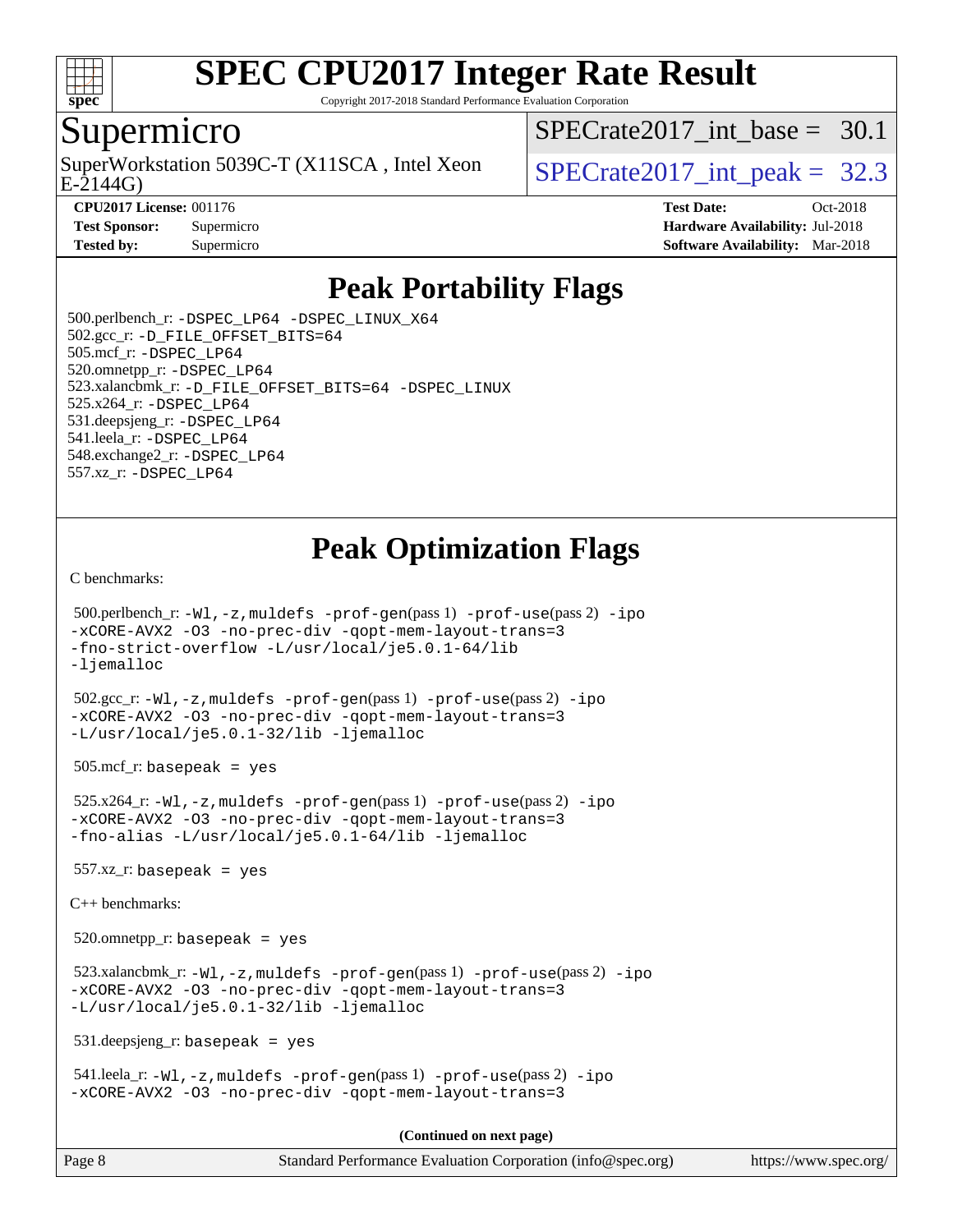# SPEC CPU2017 Integer Rate Result

Copyright 2017-2018 Standard Performance Evaluation Corporation

## Supermicro

SuperWorkstation 5039C-T (X11SCA , Intel Xeon E-2144G)

SPECrate2017_int_base = 30.1

SPECrate2017_int_peak = 32.3

**CPU2017 License:** 001176
**Test Sponsor:** Supermicro
**Tested by:** Supermicro

**Test Date:** Oct-2018
**Hardware Availability:** Jul-2018
**Software Availability:** Mar-2018

## Peak Portability Flags

500.perlbench_r: `-DSPEC_LP64 -DSPEC_LINUX_X64`
502.gcc_r: `-D_FILE_OFFSET_BITS=64`
505.mcf_r: `-DSPEC_LP64`
520.omnetpp_r: `-DSPEC_LP64`
523.xalancbmk_r: `-D_FILE_OFFSET_BITS=64 -DSPEC_LINUX`
525.x264_r: `-DSPEC_LP64`
531.deepsjeng_r: `-DSPEC_LP64`
541.leela_r: `-DSPEC_LP64`
548.exchange2_r: `-DSPEC_LP64`
557.xz_r: `-DSPEC_LP64`

## Peak Optimization Flags

C benchmarks:

500.perlbench_r: `-Wl,-z,muldefs -prof-gen`(pass 1) `-prof-use`(pass 2) `-ipo -xCORE-AVX2 -O3 -no-prec-div -qopt-mem-layout-trans=3 -fno-strict-overflow -L/usr/local/je5.0.1-64/lib -ljemalloc`

502.gcc_r: `-Wl,-z,muldefs -prof-gen`(pass 1) `-prof-use`(pass 2) `-ipo -xCORE-AVX2 -O3 -no-prec-div -qopt-mem-layout-trans=3 -L/usr/local/je5.0.1-32/lib -ljemalloc`

505.mcf_r: `basepeak = yes`

525.x264_r: `-Wl,-z,muldefs -prof-gen`(pass 1) `-prof-use`(pass 2) `-ipo -xCORE-AVX2 -O3 -no-prec-div -qopt-mem-layout-trans=3 -fno-alias -L/usr/local/je5.0.1-64/lib -ljemalloc`

557.xz_r: `basepeak = yes`

C++ benchmarks:

520.omnetpp_r: `basepeak = yes`

523.xalancbmk_r: `-Wl,-z,muldefs -prof-gen`(pass 1) `-prof-use`(pass 2) `-ipo -xCORE-AVX2 -O3 -no-prec-div -qopt-mem-layout-trans=3 -L/usr/local/je5.0.1-32/lib -ljemalloc`

531.deepsjeng_r: `basepeak = yes`

541.leela_r: `-Wl,-z,muldefs -prof-gen`(pass 1) `-prof-use`(pass 2) `-ipo -xCORE-AVX2 -O3 -no-prec-div -qopt-mem-layout-trans=3`

**(Continued on next page)**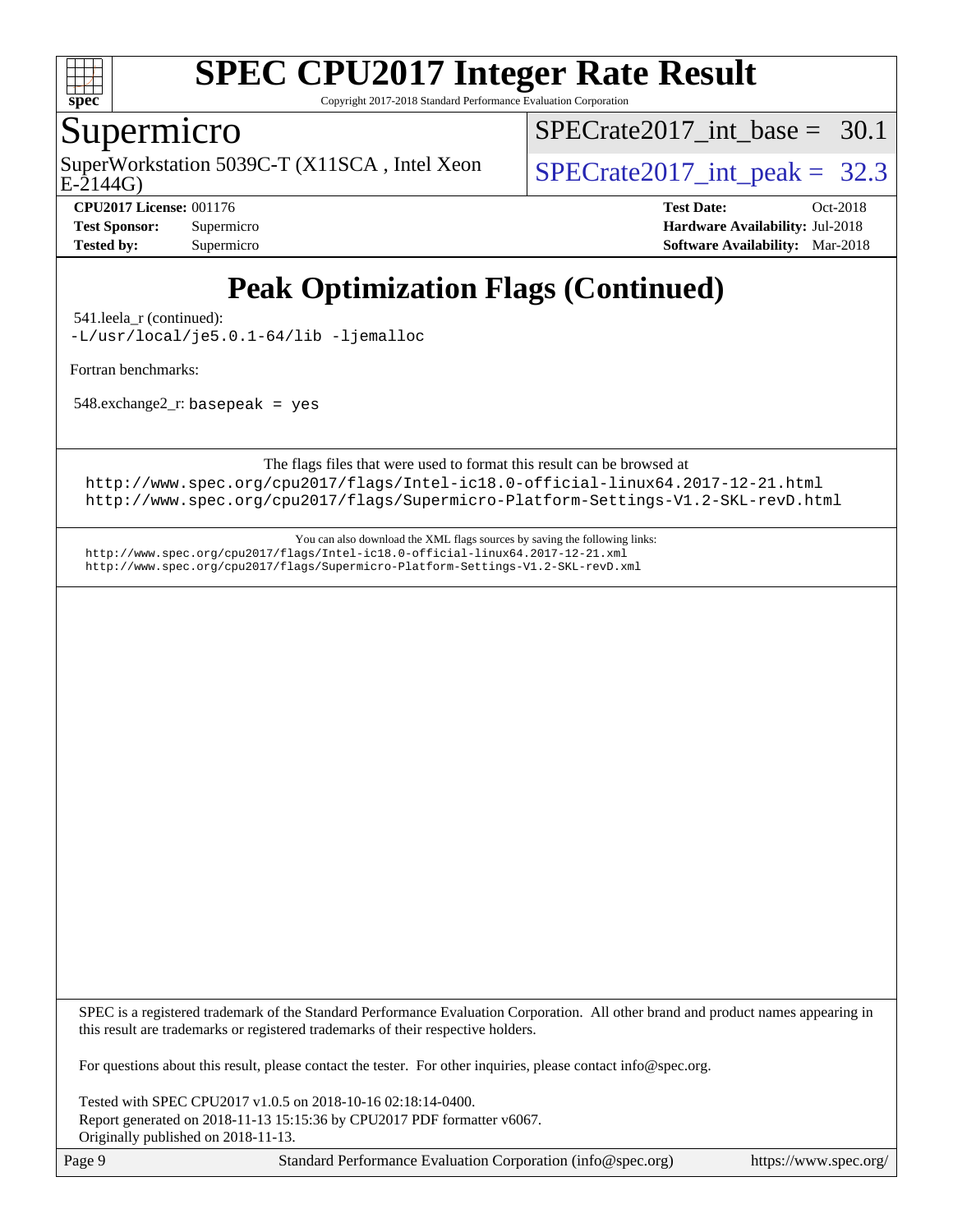# SPEC CPU2017 Integer Rate Result

Copyright 2017-2018 Standard Performance Evaluation Corporation

## Supermicro

SuperWorkstation 5039C-T (X11SCA , Intel Xeon E-2144G)

SPECrate2017_int_base = 30.1

SPECrate2017_int_peak = 32.3

**CPU2017 License:** 001176
**Test Sponsor:** Supermicro
**Tested by:** Supermicro

**Test Date:** Oct-2018
**Hardware Availability:** Jul-2018
**Software Availability:** Mar-2018

# Peak Optimization Flags (Continued)

541.leela_r (continued):
`-L/usr/local/je5.0.1-64/lib -ljemalloc`

Fortran benchmarks:

548.exchange2_r: `basepeak = yes`

The flags files that were used to format this result can be browsed at
http://www.spec.org/cpu2017/flags/Intel-ic18.0-official-linux64.2017-12-21.html
http://www.spec.org/cpu2017/flags/Supermicro-Platform-Settings-V1.2-SKL-revD.html

You can also download the XML flags sources by saving the following links:
http://www.spec.org/cpu2017/flags/Intel-ic18.0-official-linux64.2017-12-21.xml
http://www.spec.org/cpu2017/flags/Supermicro-Platform-Settings-V1.2-SKL-revD.xml

SPEC is a registered trademark of the Standard Performance Evaluation Corporation. All other brand and product names appearing in this result are trademarks or registered trademarks of their respective holders.

For questions about this result, please contact the tester. For other inquiries, please contact info@spec.org.

Tested with SPEC CPU2017 v1.0.5 on 2018-10-16 02:18:14-0400.
Report generated on 2018-11-13 15:15:36 by CPU2017 PDF formatter v6067.
Originally published on 2018-11-13.